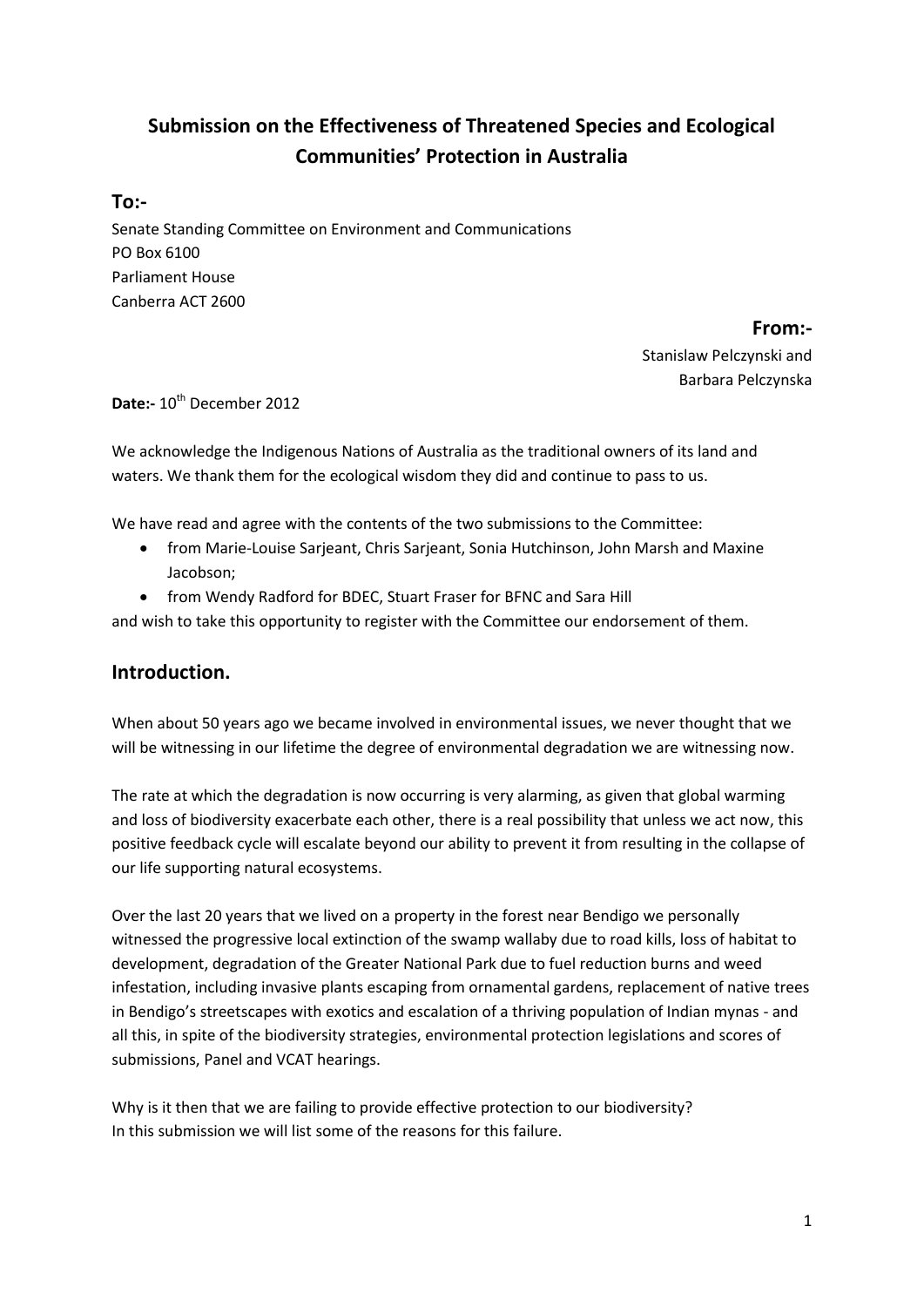# Submission on the Effectiveness of Threatened Species and Ecological Communities' Protection in Australia

## To:-

Senate Standing Committee on Environment and Communications
PO Box 6100
Parliament House
Canberra ACT 2600

## From:-

Stanislaw Pelczynski and
Barbara Pelczynska

**Date:-** 10th December 2012

We acknowledge the Indigenous Nations of Australia as the traditional owners of its land and waters. We thank them for the ecological wisdom they did and continue to pass to us.

We have read and agree with the contents of the two submissions to the Committee:

- from Marie-Louise Sarjeant, Chris Sarjeant, Sonia Hutchinson, John Marsh and Maxine Jacobson;
- from Wendy Radford for BDEC, Stuart Fraser for BFNC and Sara Hill

and wish to take this opportunity to register with the Committee our endorsement of them.

## Introduction.

When about 50 years ago we became involved in environmental issues, we never thought that we will be witnessing in our lifetime the degree of environmental degradation we are witnessing now.

The rate at which the degradation is now occurring is very alarming, as given that global warming and loss of biodiversity exacerbate each other, there is a real possibility that unless we act now, this positive feedback cycle will escalate beyond our ability to prevent it from resulting in the collapse of our life supporting natural ecosystems.

Over the last 20 years that we lived on a property in the forest near Bendigo we personally witnessed the progressive local extinction of the swamp wallaby due to road kills, loss of habitat to development, degradation of the Greater National Park due to fuel reduction burns and weed infestation, including invasive plants escaping from ornamental gardens, replacement of native trees in Bendigo's streetscapes with exotics and escalation of a thriving population of Indian mynas - and all this, in spite of the biodiversity strategies, environmental protection legislations and scores of submissions, Panel and VCAT hearings.

Why is it then that we are failing to provide effective protection to our biodiversity?
In this submission we will list some of the reasons for this failure.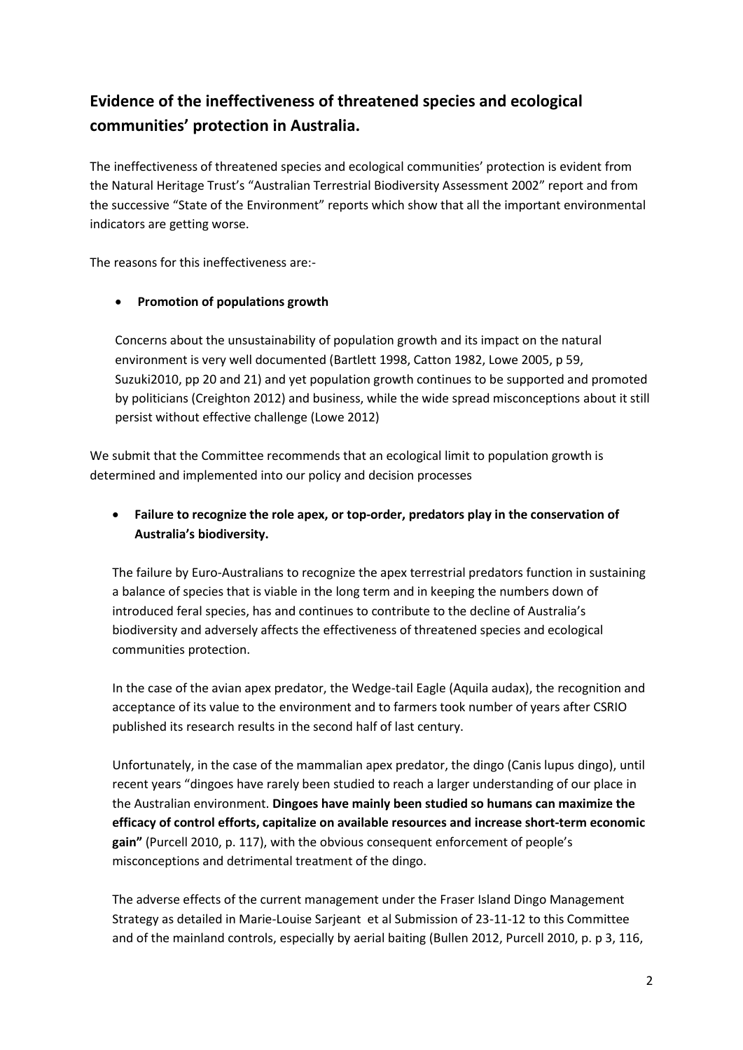## Evidence of the ineffectiveness of threatened species and ecological communities' protection in Australia.

The ineffectiveness of threatened species and ecological communities' protection is evident from the Natural Heritage Trust's "Australian Terrestrial Biodiversity Assessment 2002" report and from the successive "State of the Environment" reports which show that all the important environmental indicators are getting worse.

The reasons for this ineffectiveness are:-

- **Promotion of populations growth**

  Concerns about the unsustainability of population growth and its impact on the natural environment is very well documented (Bartlett 1998, Catton 1982, Lowe 2005, p 59, Suzuki2010, pp 20 and 21) and yet population growth continues to be supported and promoted by politicians (Creighton 2012) and business, while the wide spread misconceptions about it still persist without effective challenge (Lowe 2012)

We submit that the Committee recommends that an ecological limit to population growth is determined and implemented into our policy and decision processes

- **Failure to recognize the role apex, or top-order, predators play in the conservation of Australia's biodiversity.**

  The failure by Euro-Australians to recognize the apex terrestrial predators function in sustaining a balance of species that is viable in the long term and in keeping the numbers down of introduced feral species, has and continues to contribute to the decline of Australia's biodiversity and adversely affects the effectiveness of threatened species and ecological communities protection.

  In the case of the avian apex predator, the Wedge-tail Eagle (Aquila audax), the recognition and acceptance of its value to the environment and to farmers took number of years after CSRIO published its research results in the second half of last century.

  Unfortunately, in the case of the mammalian apex predator, the dingo (Canis lupus dingo), until recent years "dingoes have rarely been studied to reach a larger understanding of our place in the Australian environment. **Dingoes have mainly been studied so humans can maximize the efficacy of control efforts, capitalize on available resources and increase short-term economic gain"** (Purcell 2010, p. 117), with the obvious consequent enforcement of people's misconceptions and detrimental treatment of the dingo.

  The adverse effects of the current management under the Fraser Island Dingo Management Strategy as detailed in Marie-Louise Sarjeant et al Submission of 23-11-12 to this Committee and of the mainland controls, especially by aerial baiting (Bullen 2012, Purcell 2010, p. p 3, 116,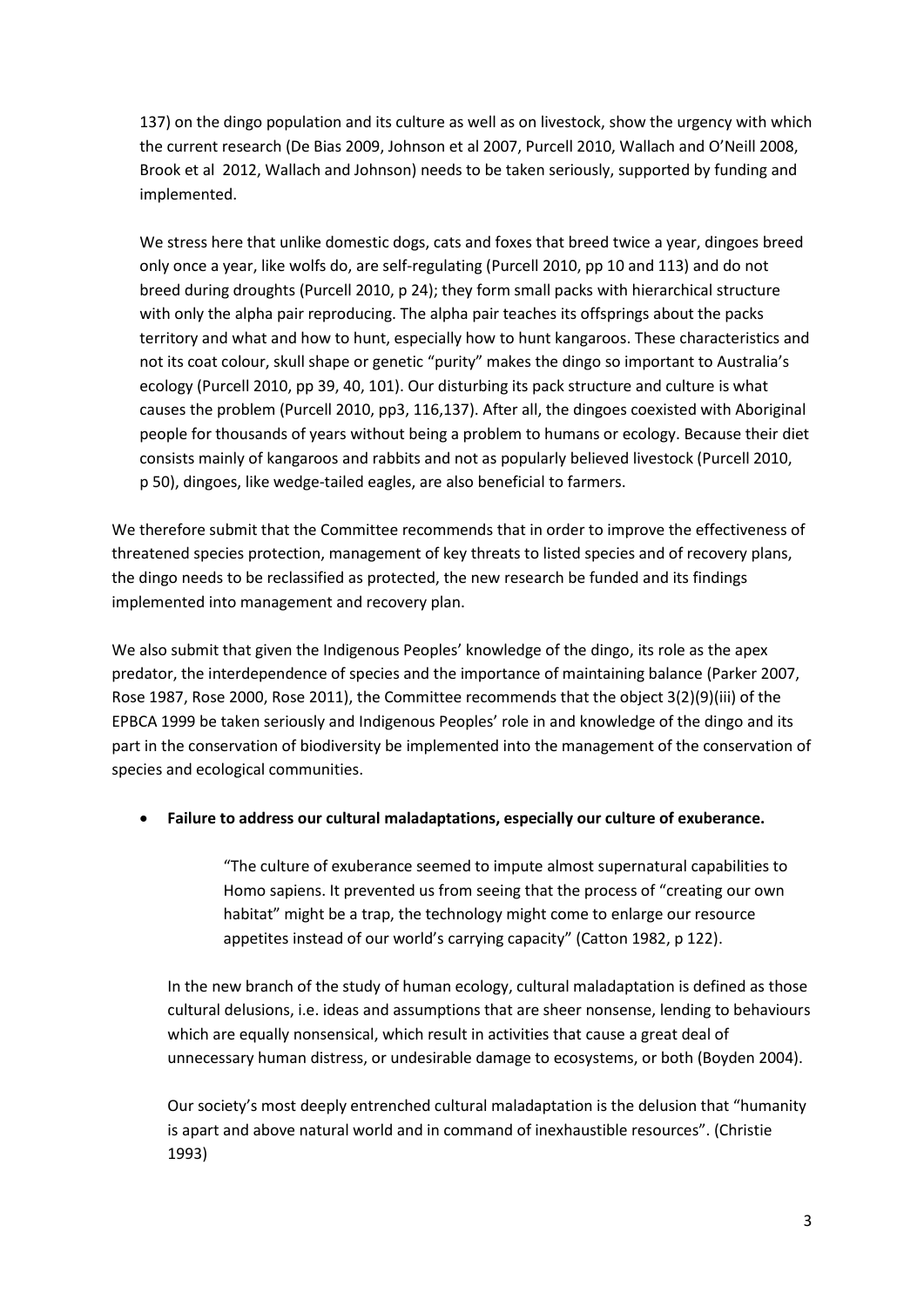137) on the dingo population and its culture as well as on livestock, show the urgency with which the current research (De Bias 2009, Johnson et al 2007, Purcell 2010, Wallach and O'Neill 2008, Brook et al 2012, Wallach and Johnson) needs to be taken seriously, supported by funding and implemented.

We stress here that unlike domestic dogs, cats and foxes that breed twice a year, dingoes breed only once a year, like wolfs do, are self-regulating (Purcell 2010, pp 10 and 113) and do not breed during droughts (Purcell 2010, p 24); they form small packs with hierarchical structure with only the alpha pair reproducing. The alpha pair teaches its offsprings about the packs territory and what and how to hunt, especially how to hunt kangaroos. These characteristics and not its coat colour, skull shape or genetic "purity" makes the dingo so important to Australia's ecology (Purcell 2010, pp 39, 40, 101). Our disturbing its pack structure and culture is what causes the problem (Purcell 2010, pp3, 116,137). After all, the dingoes coexisted with Aboriginal people for thousands of years without being a problem to humans or ecology. Because their diet consists mainly of kangaroos and rabbits and not as popularly believed livestock (Purcell 2010, p 50), dingoes, like wedge-tailed eagles, are also beneficial to farmers.

We therefore submit that the Committee recommends that in order to improve the effectiveness of threatened species protection, management of key threats to listed species and of recovery plans, the dingo needs to be reclassified as protected, the new research be funded and its findings implemented into management and recovery plan.

We also submit that given the Indigenous Peoples' knowledge of the dingo, its role as the apex predator, the interdependence of species and the importance of maintaining balance (Parker 2007, Rose 1987, Rose 2000, Rose 2011), the Committee recommends that the object 3(2)(9)(iii) of the EPBCA 1999 be taken seriously and Indigenous Peoples' role in and knowledge of the dingo and its part in the conservation of biodiversity be implemented into the management of the conservation of species and ecological communities.

- **Failure to address our cultural maladaptations, especially our culture of exuberance.**

> "The culture of exuberance seemed to impute almost supernatural capabilities to Homo sapiens. It prevented us from seeing that the process of "creating our own habitat" might be a trap, the technology might come to enlarge our resource appetites instead of our world's carrying capacity" (Catton 1982, p 122).

In the new branch of the study of human ecology, cultural maladaptation is defined as those cultural delusions, i.e. ideas and assumptions that are sheer nonsense, lending to behaviours which are equally nonsensical, which result in activities that cause a great deal of unnecessary human distress, or undesirable damage to ecosystems, or both (Boyden 2004).

Our society's most deeply entrenched cultural maladaptation is the delusion that "humanity is apart and above natural world and in command of inexhaustible resources". (Christie 1993)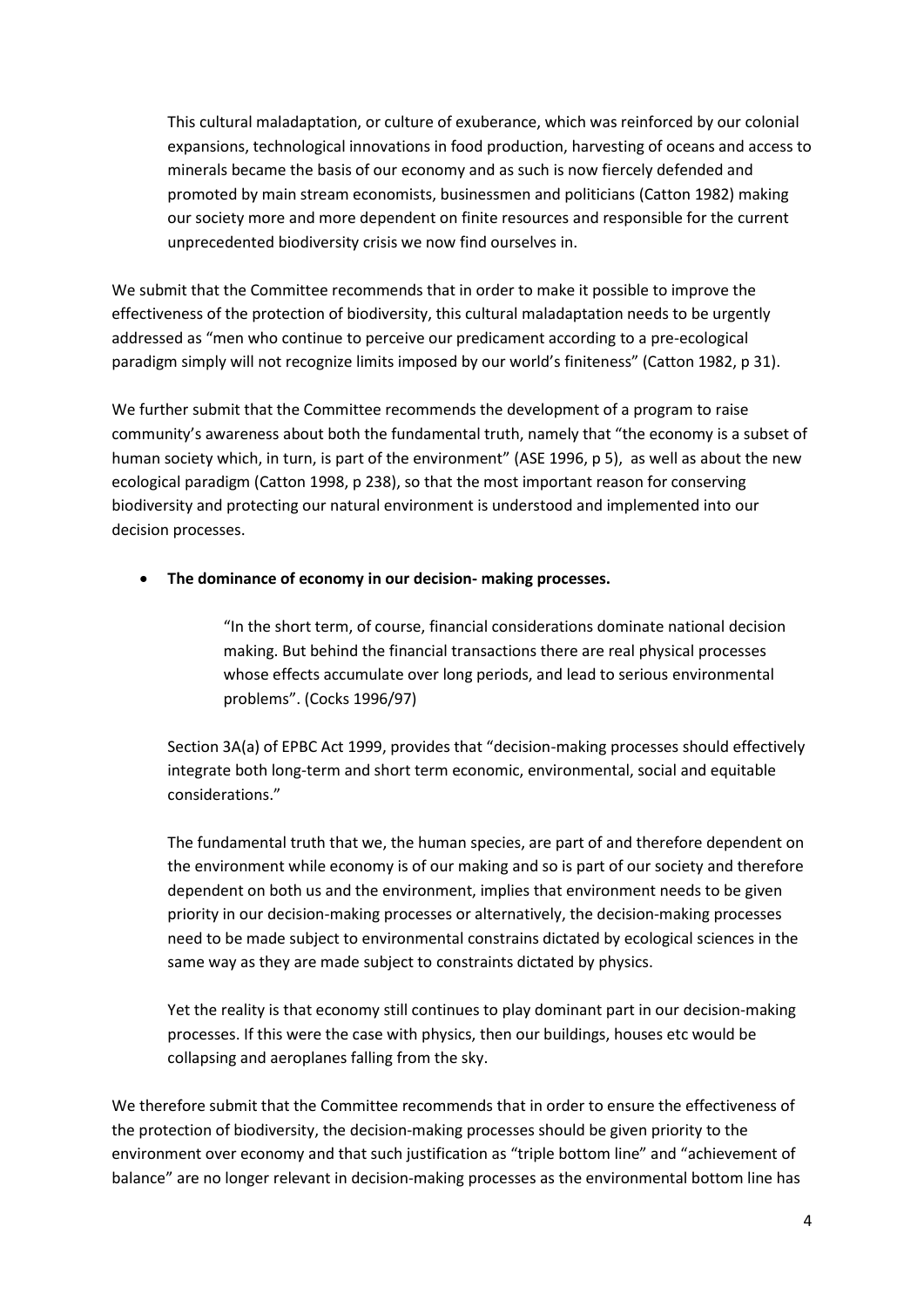> This cultural maladaptation, or culture of exuberance, which was reinforced by our colonial expansions, technological innovations in food production, harvesting of oceans and access to minerals became the basis of our economy and as such is now fiercely defended and promoted by main stream economists, businessmen and politicians (Catton 1982) making our society more and more dependent on finite resources and responsible for the current unprecedented biodiversity crisis we now find ourselves in.

We submit that the Committee recommends that in order to make it possible to improve the effectiveness of the protection of biodiversity, this cultural maladaptation needs to be urgently addressed as "men who continue to perceive our predicament according to a pre-ecological paradigm simply will not recognize limits imposed by our world's finiteness" (Catton 1982, p 31).

We further submit that the Committee recommends the development of a program to raise community's awareness about both the fundamental truth, namely that "the economy is a subset of human society which, in turn, is part of the environment" (ASE 1996, p 5), as well as about the new ecological paradigm (Catton 1998, p 238), so that the most important reason for conserving biodiversity and protecting our natural environment is understood and implemented into our decision processes.

- **The dominance of economy in our decision- making processes.**

> > "In the short term, of course, financial considerations dominate national decision making. But behind the financial transactions there are real physical processes whose effects accumulate over long periods, and lead to serious environmental problems". (Cocks 1996/97)

> Section 3A(a) of EPBC Act 1999, provides that "decision-making processes should effectively integrate both long-term and short term economic, environmental, social and equitable considerations."

> The fundamental truth that we, the human species, are part of and therefore dependent on the environment while economy is of our making and so is part of our society and therefore dependent on both us and the environment, implies that environment needs to be given priority in our decision-making processes or alternatively, the decision-making processes need to be made subject to environmental constrains dictated by ecological sciences in the same way as they are made subject to constraints dictated by physics.

> Yet the reality is that economy still continues to play dominant part in our decision-making processes. If this were the case with physics, then our buildings, houses etc would be collapsing and aeroplanes falling from the sky.

We therefore submit that the Committee recommends that in order to ensure the effectiveness of the protection of biodiversity, the decision-making processes should be given priority to the environment over economy and that such justification as "triple bottom line" and "achievement of balance" are no longer relevant in decision-making processes as the environmental bottom line has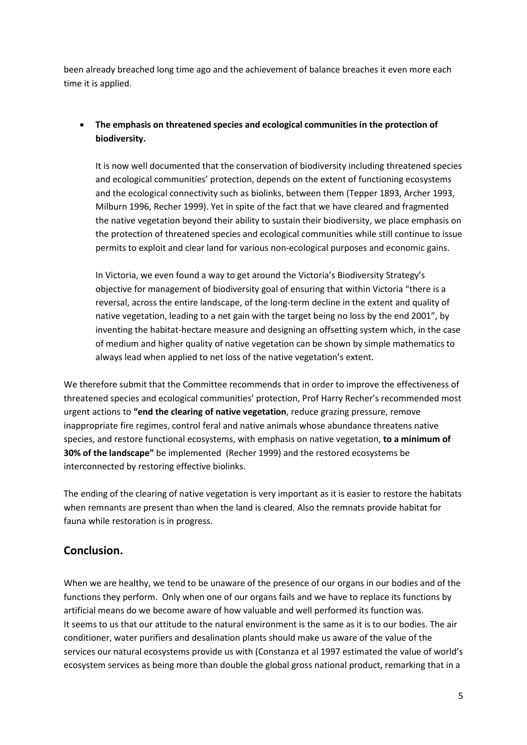been already breached long time ago and the achievement of balance breaches it even more each time it is applied.

- **The emphasis on threatened species and ecological communities in the protection of biodiversity.**

  It is now well documented that the conservation of biodiversity including threatened species and ecological communities' protection, depends on the extent of functioning ecosystems and the ecological connectivity such as biolinks, between them (Tepper 1893, Archer 1993, Milburn 1996, Recher 1999). Yet in spite of the fact that we have cleared and fragmented the native vegetation beyond their ability to sustain their biodiversity, we place emphasis on the protection of threatened species and ecological communities while still continue to issue permits to exploit and clear land for various non-ecological purposes and economic gains.

  In Victoria, we even found a way to get around the Victoria's Biodiversity Strategy's objective for management of biodiversity goal of ensuring that within Victoria "there is a reversal, across the entire landscape, of the long-term decline in the extent and quality of native vegetation, leading to a net gain with the target being no loss by the end 2001", by inventing the habitat-hectare measure and designing an offsetting system which, in the case of medium and higher quality of native vegetation can be shown by simple mathematics to always lead when applied to net loss of the native vegetation's extent.

We therefore submit that the Committee recommends that in order to improve the effectiveness of threatened species and ecological communities' protection, Prof Harry Recher's recommended most urgent actions to **"end the clearing of native vegetation**, reduce grazing pressure, remove inappropriate fire regimes, control feral and native animals whose abundance threatens native species, and restore functional ecosystems, with emphasis on native vegetation, **to a minimum of 30% of the landscape"** be implemented (Recher 1999) and the restored ecosystems be interconnected by restoring effective biolinks.

The ending of the clearing of native vegetation is very important as it is easier to restore the habitats when remnants are present than when the land is cleared. Also the remnats provide habitat for fauna while restoration is in progress.

## Conclusion.

When we are healthy, we tend to be unaware of the presence of our organs in our bodies and of the functions they perform. Only when one of our organs fails and we have to replace its functions by artificial means do we become aware of how valuable and well performed its function was.
It seems to us that our attitude to the natural environment is the same as it is to our bodies. The air conditioner, water purifiers and desalination plants should make us aware of the value of the services our natural ecosystems provide us with (Constanza et al 1997 estimated the value of world's ecosystem services as being more than double the global gross national product, remarking that in a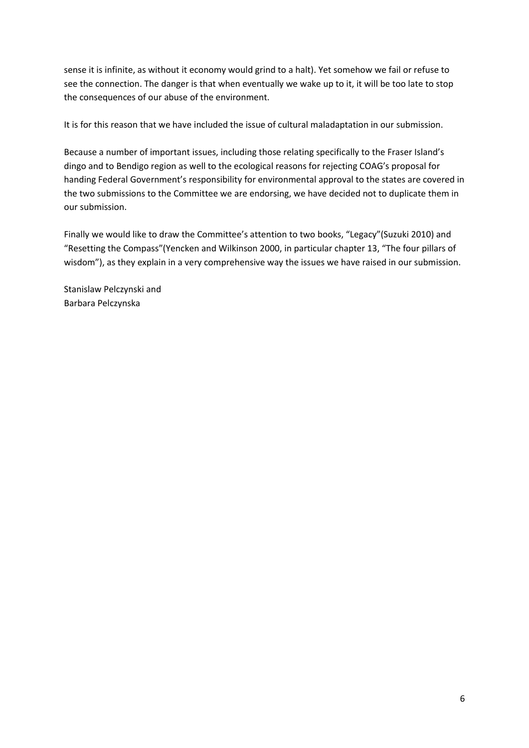sense it is infinite, as without it economy would grind to a halt). Yet somehow we fail or refuse to see the connection. The danger is that when eventually we wake up to it, it will be too late to stop the consequences of our abuse of the environment.

It is for this reason that we have included the issue of cultural maladaptation in our submission.

Because a number of important issues, including those relating specifically to the Fraser Island's dingo and to Bendigo region as well to the ecological reasons for rejecting COAG's proposal for handing Federal Government's responsibility for environmental approval to the states are covered in the two submissions to the Committee we are endorsing, we have decided not to duplicate them in our submission.

Finally we would like to draw the Committee's attention to two books, "Legacy"(Suzuki 2010) and "Resetting the Compass"(Yencken and Wilkinson 2000, in particular chapter 13, "The four pillars of wisdom"), as they explain in a very comprehensive way the issues we have raised in our submission.

Stanislaw Pelczynski and
Barbara Pelczynska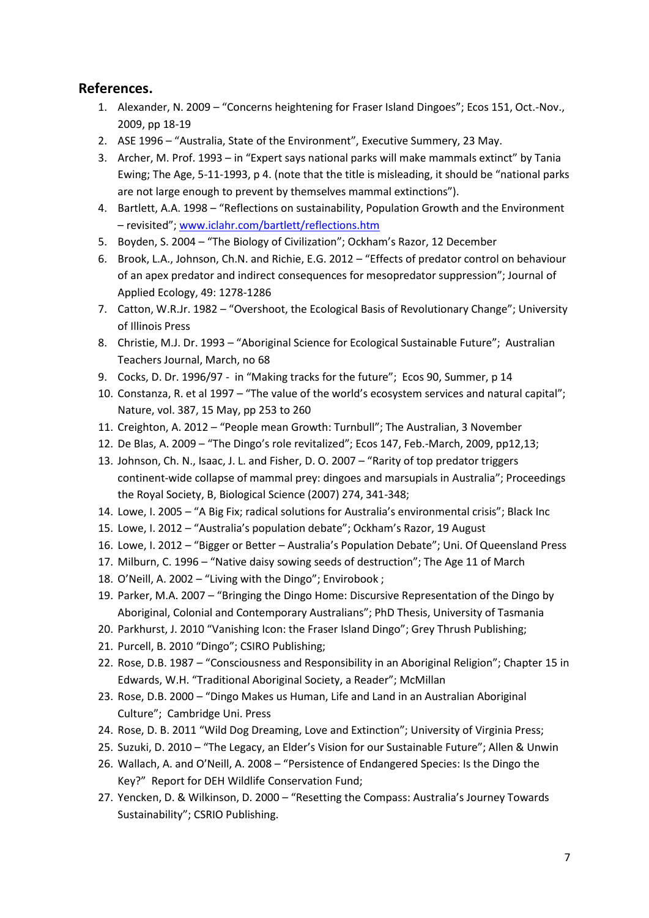## References.

1. Alexander, N. 2009 – "Concerns heightening for Fraser Island Dingoes"; Ecos 151, Oct.-Nov., 2009, pp 18-19
2. ASE 1996 – "Australia, State of the Environment", Executive Summery, 23 May.
3. Archer, M. Prof. 1993 – in "Expert says national parks will make mammals extinct" by Tania Ewing; The Age, 5-11-1993, p 4. (note that the title is misleading, it should be "national parks are not large enough to prevent by themselves mammal extinctions").
4. Bartlett, A.A. 1998 – "Reflections on sustainability, Population Growth and the Environment – revisited"; www.iclahr.com/bartlett/reflections.htm
5. Boyden, S. 2004 – "The Biology of Civilization"; Ockham's Razor, 12 December
6. Brook, L.A., Johnson, Ch.N. and Richie, E.G. 2012 – "Effects of predator control on behaviour of an apex predator and indirect consequences for mesopredator suppression"; Journal of Applied Ecology, 49: 1278-1286
7. Catton, W.R.Jr. 1982 – "Overshoot, the Ecological Basis of Revolutionary Change"; University of Illinois Press
8. Christie, M.J. Dr. 1993 – "Aboriginal Science for Ecological Sustainable Future"; Australian Teachers Journal, March, no 68
9. Cocks, D. Dr. 1996/97 - in "Making tracks for the future"; Ecos 90, Summer, p 14
10. Constanza, R. et al 1997 – "The value of the world's ecosystem services and natural capital"; Nature, vol. 387, 15 May, pp 253 to 260
11. Creighton, A. 2012 – "People mean Growth: Turnbull"; The Australian, 3 November
12. De Blas, A. 2009 – "The Dingo's role revitalized"; Ecos 147, Feb.-March, 2009, pp12,13;
13. Johnson, Ch. N., Isaac, J. L. and Fisher, D. O. 2007 – "Rarity of top predator triggers continent-wide collapse of mammal prey: dingoes and marsupials in Australia"; Proceedings the Royal Society, B, Biological Science (2007) 274, 341-348;
14. Lowe, I. 2005 – "A Big Fix; radical solutions for Australia's environmental crisis"; Black Inc
15. Lowe, I. 2012 – "Australia's population debate"; Ockham's Razor, 19 August
16. Lowe, I. 2012 – "Bigger or Better – Australia's Population Debate"; Uni. Of Queensland Press
17. Milburn, C. 1996 – "Native daisy sowing seeds of destruction"; The Age 11 of March
18. O'Neill, A. 2002 – "Living with the Dingo"; Envirobook ;
19. Parker, M.A. 2007 – "Bringing the Dingo Home: Discursive Representation of the Dingo by Aboriginal, Colonial and Contemporary Australians"; PhD Thesis, University of Tasmania
20. Parkhurst, J. 2010 "Vanishing Icon: the Fraser Island Dingo"; Grey Thrush Publishing;
21. Purcell, B. 2010 "Dingo"; CSIRO Publishing;
22. Rose, D.B. 1987 – "Consciousness and Responsibility in an Aboriginal Religion"; Chapter 15 in Edwards, W.H. "Traditional Aboriginal Society, a Reader"; McMillan
23. Rose, D.B. 2000 – "Dingo Makes us Human, Life and Land in an Australian Aboriginal Culture"; Cambridge Uni. Press
24. Rose, D. B. 2011 "Wild Dog Dreaming, Love and Extinction"; University of Virginia Press;
25. Suzuki, D. 2010 – "The Legacy, an Elder's Vision for our Sustainable Future"; Allen & Unwin
26. Wallach, A. and O'Neill, A. 2008 – "Persistence of Endangered Species: Is the Dingo the Key?" Report for DEH Wildlife Conservation Fund;
27. Yencken, D. & Wilkinson, D. 2000 – "Resetting the Compass: Australia's Journey Towards Sustainability"; CSRIO Publishing.